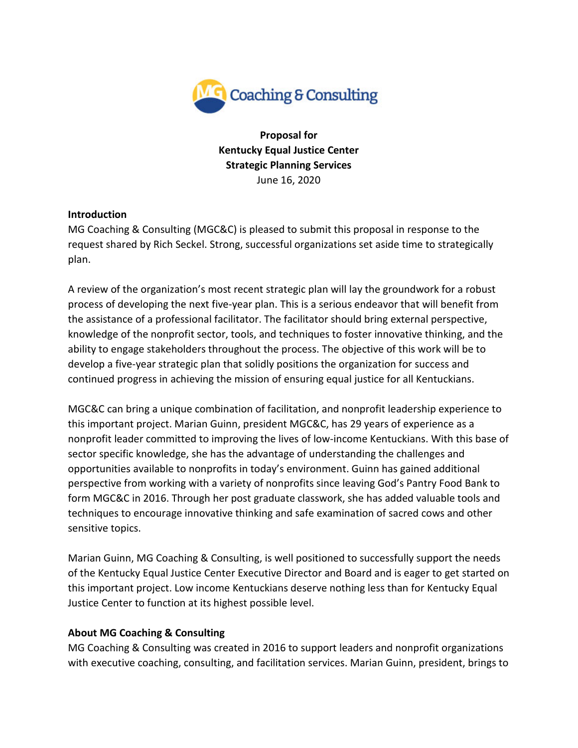MG Coaching & Consulting

**Proposal for**
**Kentucky Equal Justice Center**
**Strategic Planning Services**
June 16, 2020

## Introduction

MG Coaching & Consulting (MGC&C) is pleased to submit this proposal in response to the request shared by Rich Seckel. Strong, successful organizations set aside time to strategically plan.

A review of the organization's most recent strategic plan will lay the groundwork for a robust process of developing the next five-year plan. This is a serious endeavor that will benefit from the assistance of a professional facilitator. The facilitator should bring external perspective, knowledge of the nonprofit sector, tools, and techniques to foster innovative thinking, and the ability to engage stakeholders throughout the process. The objective of this work will be to develop a five-year strategic plan that solidly positions the organization for success and continued progress in achieving the mission of ensuring equal justice for all Kentuckians.

MGC&C can bring a unique combination of facilitation, and nonprofit leadership experience to this important project. Marian Guinn, president MGC&C, has 29 years of experience as a nonprofit leader committed to improving the lives of low-income Kentuckians. With this base of sector specific knowledge, she has the advantage of understanding the challenges and opportunities available to nonprofits in today's environment. Guinn has gained additional perspective from working with a variety of nonprofits since leaving God's Pantry Food Bank to form MGC&C in 2016. Through her post graduate classwork, she has added valuable tools and techniques to encourage innovative thinking and safe examination of sacred cows and other sensitive topics.

Marian Guinn, MG Coaching & Consulting, is well positioned to successfully support the needs of the Kentucky Equal Justice Center Executive Director and Board and is eager to get started on this important project. Low income Kentuckians deserve nothing less than for Kentucky Equal Justice Center to function at its highest possible level.

## About MG Coaching & Consulting

MG Coaching & Consulting was created in 2016 to support leaders and nonprofit organizations with executive coaching, consulting, and facilitation services. Marian Guinn, president, brings to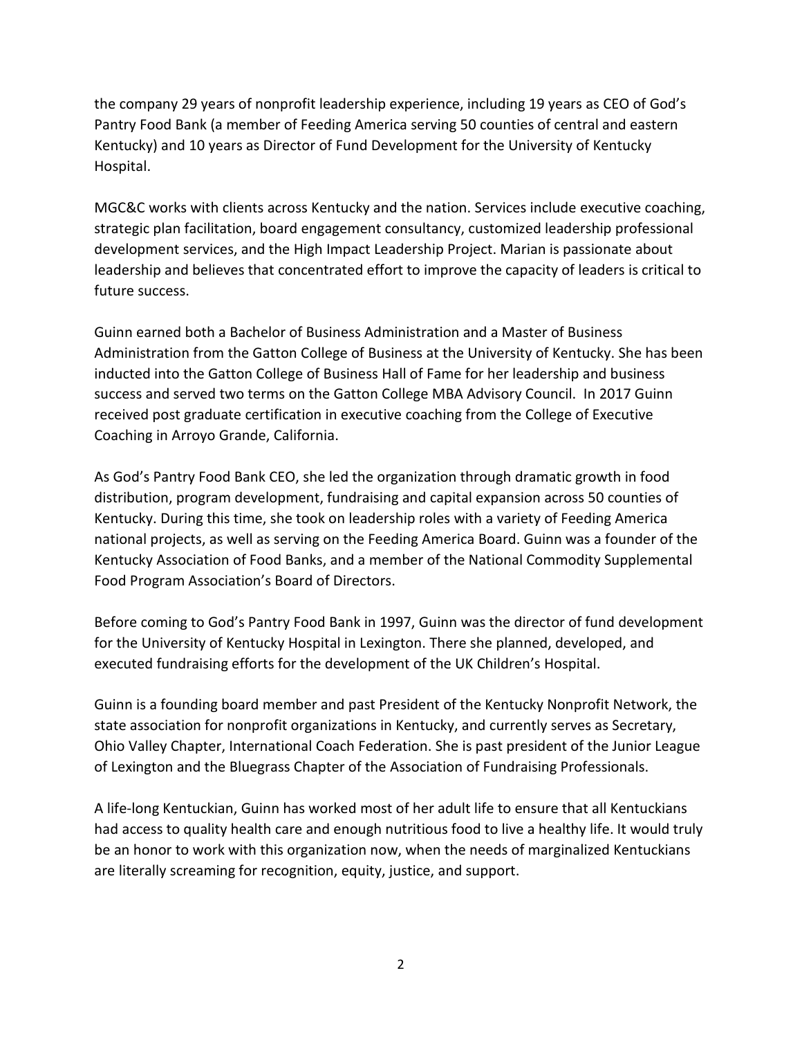the company 29 years of nonprofit leadership experience, including 19 years as CEO of God's Pantry Food Bank (a member of Feeding America serving 50 counties of central and eastern Kentucky) and 10 years as Director of Fund Development for the University of Kentucky Hospital.

MGC&C works with clients across Kentucky and the nation. Services include executive coaching, strategic plan facilitation, board engagement consultancy, customized leadership professional development services, and the High Impact Leadership Project. Marian is passionate about leadership and believes that concentrated effort to improve the capacity of leaders is critical to future success.

Guinn earned both a Bachelor of Business Administration and a Master of Business Administration from the Gatton College of Business at the University of Kentucky. She has been inducted into the Gatton College of Business Hall of Fame for her leadership and business success and served two terms on the Gatton College MBA Advisory Council. In 2017 Guinn received post graduate certification in executive coaching from the College of Executive Coaching in Arroyo Grande, California.

As God's Pantry Food Bank CEO, she led the organization through dramatic growth in food distribution, program development, fundraising and capital expansion across 50 counties of Kentucky. During this time, she took on leadership roles with a variety of Feeding America national projects, as well as serving on the Feeding America Board. Guinn was a founder of the Kentucky Association of Food Banks, and a member of the National Commodity Supplemental Food Program Association's Board of Directors.

Before coming to God's Pantry Food Bank in 1997, Guinn was the director of fund development for the University of Kentucky Hospital in Lexington. There she planned, developed, and executed fundraising efforts for the development of the UK Children's Hospital.

Guinn is a founding board member and past President of the Kentucky Nonprofit Network, the state association for nonprofit organizations in Kentucky, and currently serves as Secretary, Ohio Valley Chapter, International Coach Federation. She is past president of the Junior League of Lexington and the Bluegrass Chapter of the Association of Fundraising Professionals.

A life-long Kentuckian, Guinn has worked most of her adult life to ensure that all Kentuckians had access to quality health care and enough nutritious food to live a healthy life. It would truly be an honor to work with this organization now, when the needs of marginalized Kentuckians are literally screaming for recognition, equity, justice, and support.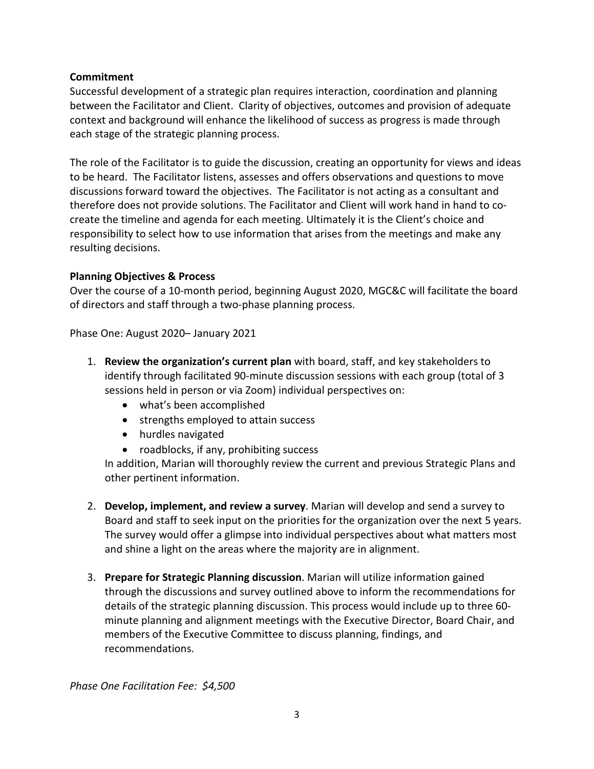**Commitment**

Successful development of a strategic plan requires interaction, coordination and planning between the Facilitator and Client. Clarity of objectives, outcomes and provision of adequate context and background will enhance the likelihood of success as progress is made through each stage of the strategic planning process.

The role of the Facilitator is to guide the discussion, creating an opportunity for views and ideas to be heard. The Facilitator listens, assesses and offers observations and questions to move discussions forward toward the objectives. The Facilitator is not acting as a consultant and therefore does not provide solutions. The Facilitator and Client will work hand in hand to co-create the timeline and agenda for each meeting. Ultimately it is the Client's choice and responsibility to select how to use information that arises from the meetings and make any resulting decisions.

**Planning Objectives & Process**

Over the course of a 10-month period, beginning August 2020, MGC&C will facilitate the board of directors and staff through a two-phase planning process.

Phase One: August 2020– January 2021

1. **Review the organization's current plan** with board, staff, and key stakeholders to identify through facilitated 90-minute discussion sessions with each group (total of 3 sessions held in person or via Zoom) individual perspectives on:
   - what's been accomplished
   - strengths employed to attain success
   - hurdles navigated
   - roadblocks, if any, prohibiting success

   In addition, Marian will thoroughly review the current and previous Strategic Plans and other pertinent information.

2. **Develop, implement, and review a survey**. Marian will develop and send a survey to Board and staff to seek input on the priorities for the organization over the next 5 years. The survey would offer a glimpse into individual perspectives about what matters most and shine a light on the areas where the majority are in alignment.

3. **Prepare for Strategic Planning discussion**. Marian will utilize information gained through the discussions and survey outlined above to inform the recommendations for details of the strategic planning discussion. This process would include up to three 60-minute planning and alignment meetings with the Executive Director, Board Chair, and members of the Executive Committee to discuss planning, findings, and recommendations.

*Phase One Facilitation Fee: $4,500*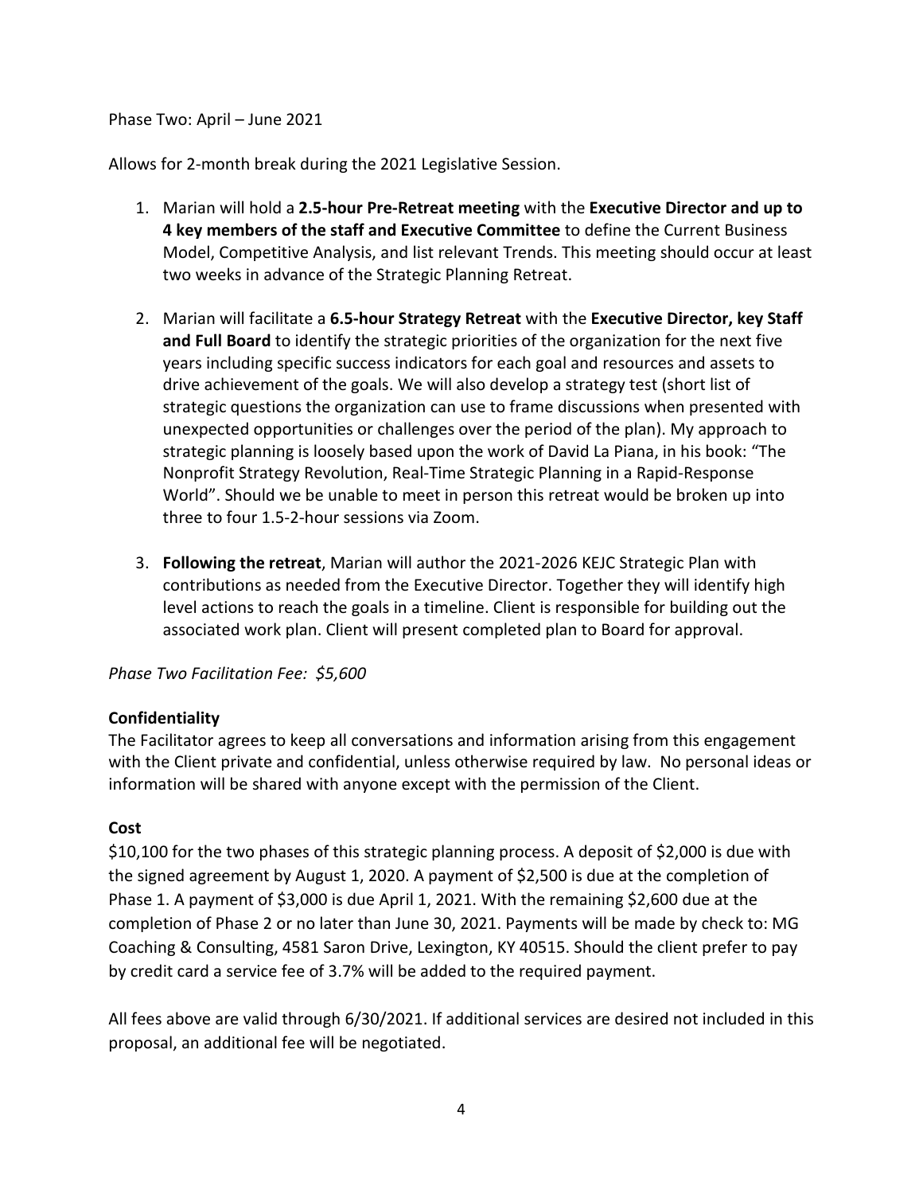Phase Two: April – June 2021

Allows for 2-month break during the 2021 Legislative Session.

1. Marian will hold a **2.5-hour Pre-Retreat meeting** with the **Executive Director and up to 4 key members of the staff and Executive Committee** to define the Current Business Model, Competitive Analysis, and list relevant Trends. This meeting should occur at least two weeks in advance of the Strategic Planning Retreat.

2. Marian will facilitate a **6.5-hour Strategy Retreat** with the **Executive Director, key Staff and Full Board** to identify the strategic priorities of the organization for the next five years including specific success indicators for each goal and resources and assets to drive achievement of the goals. We will also develop a strategy test (short list of strategic questions the organization can use to frame discussions when presented with unexpected opportunities or challenges over the period of the plan). My approach to strategic planning is loosely based upon the work of David La Piana, in his book: "The Nonprofit Strategy Revolution, Real-Time Strategic Planning in a Rapid-Response World". Should we be unable to meet in person this retreat would be broken up into three to four 1.5-2-hour sessions via Zoom.

3. **Following the retreat**, Marian will author the 2021-2026 KEJC Strategic Plan with contributions as needed from the Executive Director. Together they will identify high level actions to reach the goals in a timeline. Client is responsible for building out the associated work plan. Client will present completed plan to Board for approval.

*Phase Two Facilitation Fee: $5,600*

**Confidentiality**
The Facilitator agrees to keep all conversations and information arising from this engagement with the Client private and confidential, unless otherwise required by law. No personal ideas or information will be shared with anyone except with the permission of the Client.

**Cost**
$10,100 for the two phases of this strategic planning process. A deposit of $2,000 is due with the signed agreement by August 1, 2020. A payment of $2,500 is due at the completion of Phase 1. A payment of $3,000 is due April 1, 2021. With the remaining $2,600 due at the completion of Phase 2 or no later than June 30, 2021. Payments will be made by check to: MG Coaching & Consulting, 4581 Saron Drive, Lexington, KY 40515. Should the client prefer to pay by credit card a service fee of 3.7% will be added to the required payment.

All fees above are valid through 6/30/2021. If additional services are desired not included in this proposal, an additional fee will be negotiated.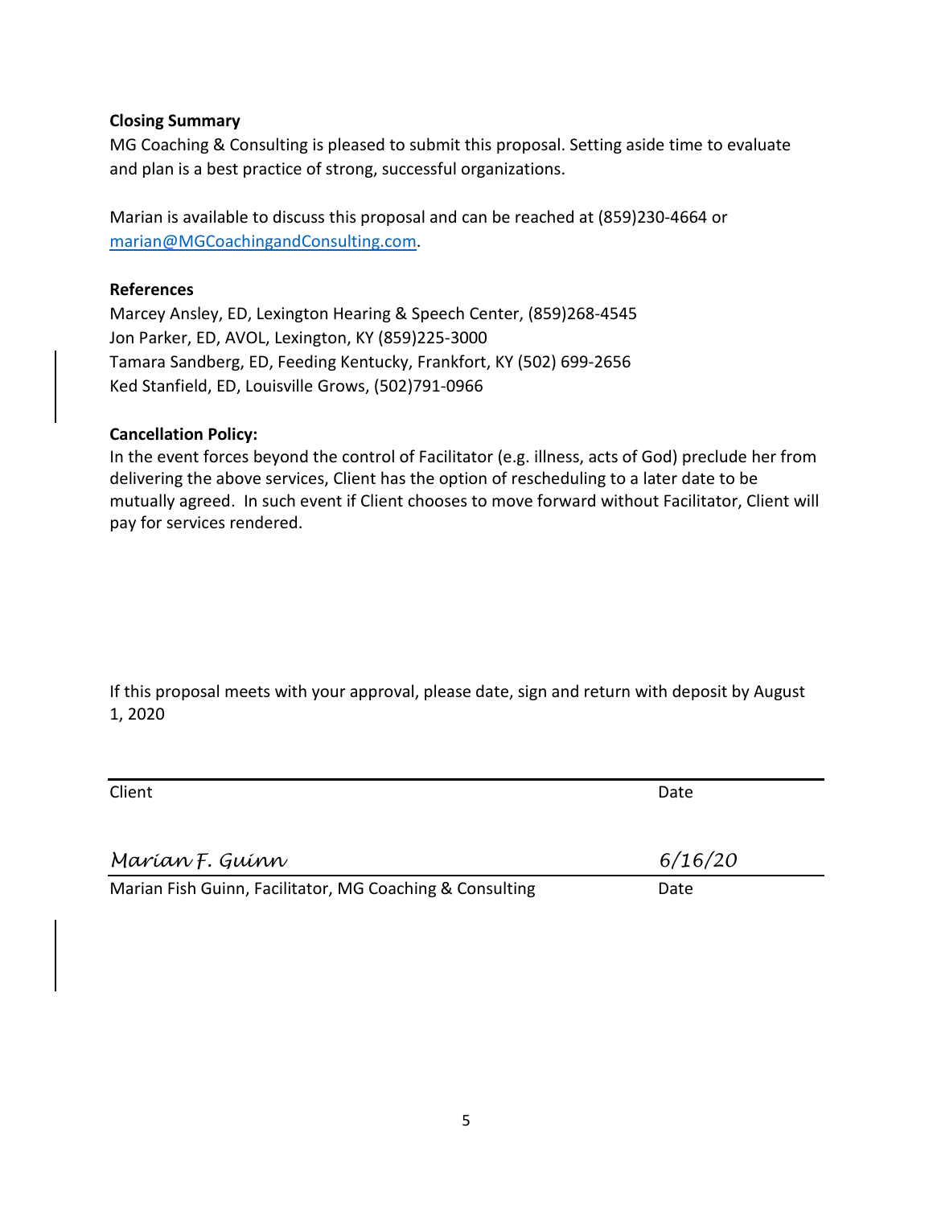**Closing Summary**

MG Coaching & Consulting is pleased to submit this proposal. Setting aside time to evaluate and plan is a best practice of strong, successful organizations.

Marian is available to discuss this proposal and can be reached at (859)230-4664 or [marian@MGCoachingandConsulting.com](mailto:marian@MGCoachingandConsulting.com).

**References**

Marcey Ansley, ED, Lexington Hearing & Speech Center, (859)268-4545
Jon Parker, ED, AVOL, Lexington, KY (859)225-3000
Tamara Sandberg, ED, Feeding Kentucky, Frankfort, KY (502) 699-2656
Ked Stanfield, ED, Louisville Grows, (502)791-0966

**Cancellation Policy:**

In the event forces beyond the control of Facilitator (e.g. illness, acts of God) preclude her from delivering the above services, Client has the option of rescheduling to a later date to be mutually agreed. In such event if Client chooses to move forward without Facilitator, Client will pay for services rendered.

If this proposal meets with your approval, please date, sign and return with deposit by August 1, 2020

| | |
|---|---|
| Client | Date |
| *Marian F. Guinn* | *6/16/20* |
| Marian Fish Guinn, Facilitator, MG Coaching & Consulting | Date |